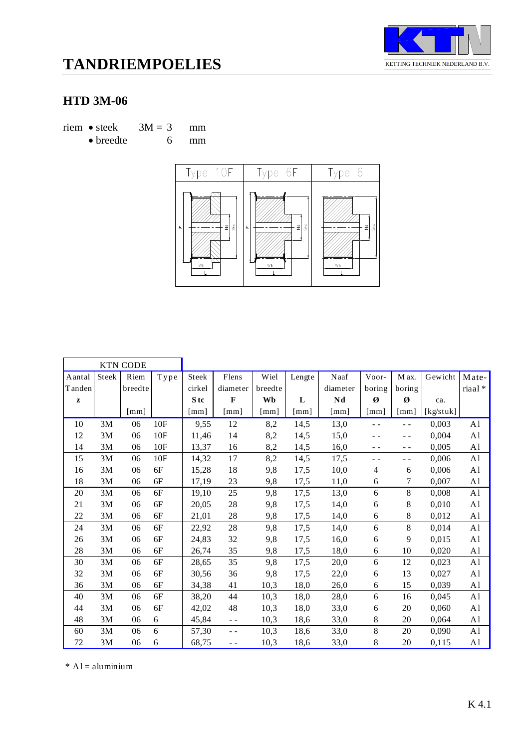# TANDRIEMPOELIES

KETTING TECHNIEK NEDERLAND B.V.

## HTD 3M-06

riem • steek 3M = 3 mm
• breedte 6 mm

Type 10F | Type 6F | Type 6

| KTN CODE | | | | | | | | | | | | |
|---|---|---|---|---|---|---|---|---|---|---|---|---|
| Aantal Tanden **z** | Steek | Riem breedte [mm] | Type | Steek cirkel **Stc** [mm] | Flens diameter **F** [mm] | Wiel breedte **Wb** [mm] | Lengte **L** [mm] | Naaf diameter **Nd** [mm] | Voor-boring **Ø** [mm] | Max. boring **Ø** [mm] | Gewicht ca. [kg/stuk] | Mate-riaal * |
| 10 | 3M | 06 | 10F | 9,55 | 12 | 8,2 | 14,5 | 13,0 | - - | - - | 0,003 | Al |
| 12 | 3M | 06 | 10F | 11,46 | 14 | 8,2 | 14,5 | 15,0 | - - | - - | 0,004 | Al |
| 14 | 3M | 06 | 10F | 13,37 | 16 | 8,2 | 14,5 | 16,0 | - - | - - | 0,005 | Al |
| 15 | 3M | 06 | 10F | 14,32 | 17 | 8,2 | 14,5 | 17,5 | - - | - - | 0,006 | Al |
| 16 | 3M | 06 | 6F | 15,28 | 18 | 9,8 | 17,5 | 10,0 | 4 | 6 | 0,006 | Al |
| 18 | 3M | 06 | 6F | 17,19 | 23 | 9,8 | 17,5 | 11,0 | 6 | 7 | 0,007 | Al |
| 20 | 3M | 06 | 6F | 19,10 | 25 | 9,8 | 17,5 | 13,0 | 6 | 8 | 0,008 | Al |
| 21 | 3M | 06 | 6F | 20,05 | 28 | 9,8 | 17,5 | 14,0 | 6 | 8 | 0,010 | Al |
| 22 | 3M | 06 | 6F | 21,01 | 28 | 9,8 | 17,5 | 14,0 | 6 | 8 | 0,012 | Al |
| 24 | 3M | 06 | 6F | 22,92 | 28 | 9,8 | 17,5 | 14,0 | 6 | 8 | 0,014 | Al |
| 26 | 3M | 06 | 6F | 24,83 | 32 | 9,8 | 17,5 | 16,0 | 6 | 9 | 0,015 | Al |
| 28 | 3M | 06 | 6F | 26,74 | 35 | 9,8 | 17,5 | 18,0 | 6 | 10 | 0,020 | Al |
| 30 | 3M | 06 | 6F | 28,65 | 35 | 9,8 | 17,5 | 20,0 | 6 | 12 | 0,023 | Al |
| 32 | 3M | 06 | 6F | 30,56 | 36 | 9,8 | 17,5 | 22,0 | 6 | 13 | 0,027 | Al |
| 36 | 3M | 06 | 6F | 34,38 | 41 | 10,3 | 18,0 | 26,0 | 6 | 15 | 0,039 | Al |
| 40 | 3M | 06 | 6F | 38,20 | 44 | 10,3 | 18,0 | 28,0 | 6 | 16 | 0,045 | Al |
| 44 | 3M | 06 | 6F | 42,02 | 48 | 10,3 | 18,0 | 33,0 | 6 | 20 | 0,060 | Al |
| 48 | 3M | 06 | 6 | 45,84 | - - | 10,3 | 18,6 | 33,0 | 8 | 20 | 0,064 | Al |
| 60 | 3M | 06 | 6 | 57,30 | - - | 10,3 | 18,6 | 33,0 | 8 | 20 | 0,090 | Al |
| 72 | 3M | 06 | 6 | 68,75 | - - | 10,3 | 18,6 | 33,0 | 8 | 20 | 0,115 | Al |

* Al = aluminium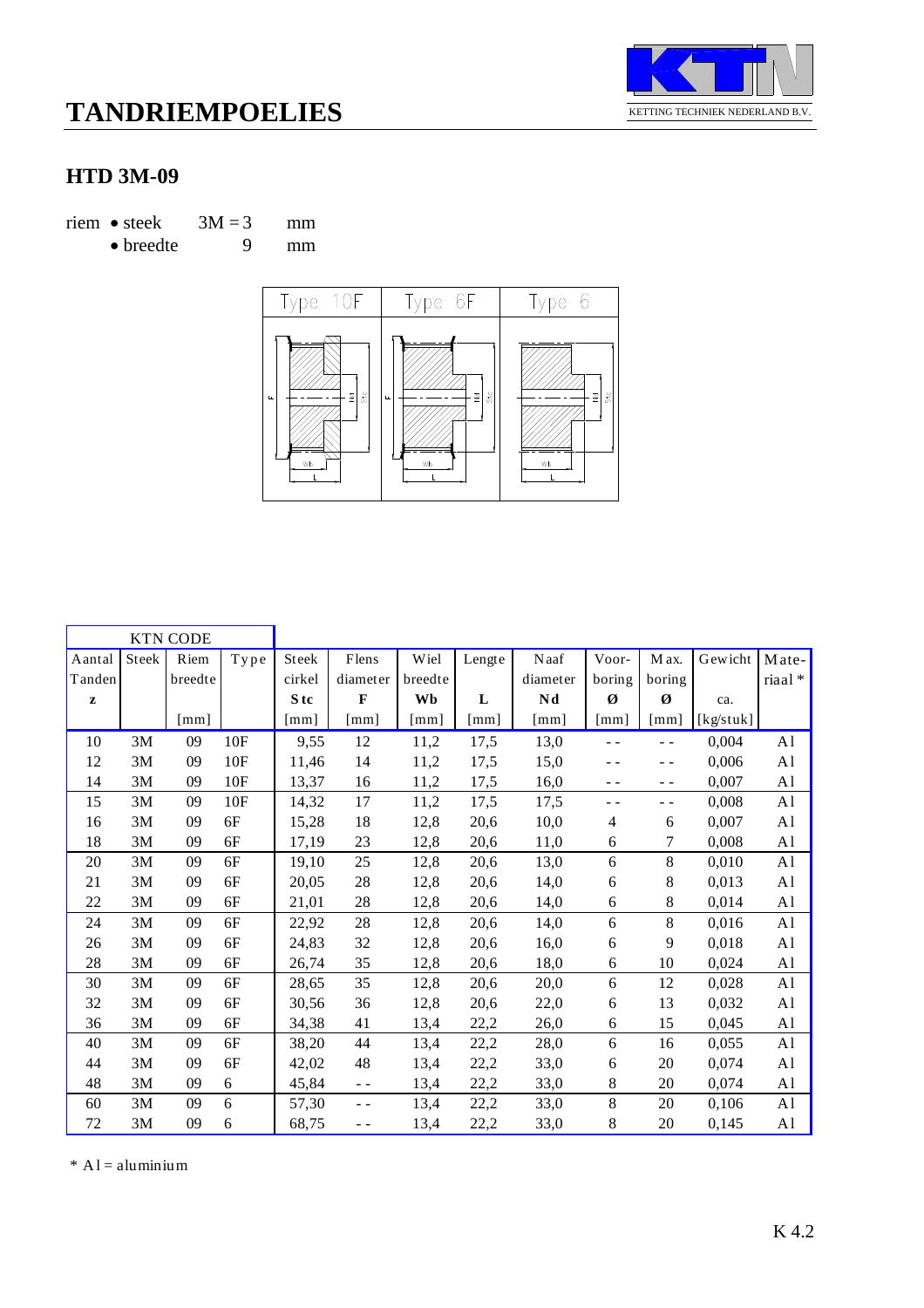# TANDRIEMPOELIES

KETTING TECHNIEK NEDERLAND B.V.

## HTD 3M-09

riem • steek 3M = 3 mm
• breedte 9 mm

| Type 10F | Type 6F | Type 6 |
|---|---|---|

| KTN CODE | | | | | | | | | | | | |
|---|---|---|---|---|---|---|---|---|---|---|---|---|
| Aantal Tanden **z** | Steek | Riem breedte [mm] | Type | Steek cirkel **Stc** [mm] | Flens diameter **F** [mm] | Wiel breedte **Wb** [mm] | Lengte **L** [mm] | Naaf diameter **Nd** [mm] | Voor-boring **Ø** [mm] | Max. boring **Ø** [mm] | Gewicht ca. [kg/stuk] | Mate-riaal * |
| 10 | 3M | 09 | 10F | 9,55 | 12 | 11,2 | 17,5 | 13,0 | - - | - - | 0,004 | Al |
| 12 | 3M | 09 | 10F | 11,46 | 14 | 11,2 | 17,5 | 15,0 | - - | - - | 0,006 | Al |
| 14 | 3M | 09 | 10F | 13,37 | 16 | 11,2 | 17,5 | 16,0 | - - | - - | 0,007 | Al |
| 15 | 3M | 09 | 10F | 14,32 | 17 | 11,2 | 17,5 | 17,5 | - - | - - | 0,008 | Al |
| 16 | 3M | 09 | 6F | 15,28 | 18 | 12,8 | 20,6 | 10,0 | 4 | 6 | 0,007 | Al |
| 18 | 3M | 09 | 6F | 17,19 | 23 | 12,8 | 20,6 | 11,0 | 6 | 7 | 0,008 | Al |
| 20 | 3M | 09 | 6F | 19,10 | 25 | 12,8 | 20,6 | 13,0 | 6 | 8 | 0,010 | Al |
| 21 | 3M | 09 | 6F | 20,05 | 28 | 12,8 | 20,6 | 14,0 | 6 | 8 | 0,013 | Al |
| 22 | 3M | 09 | 6F | 21,01 | 28 | 12,8 | 20,6 | 14,0 | 6 | 8 | 0,014 | Al |
| 24 | 3M | 09 | 6F | 22,92 | 28 | 12,8 | 20,6 | 14,0 | 6 | 8 | 0,016 | Al |
| 26 | 3M | 09 | 6F | 24,83 | 32 | 12,8 | 20,6 | 16,0 | 6 | 9 | 0,018 | Al |
| 28 | 3M | 09 | 6F | 26,74 | 35 | 12,8 | 20,6 | 18,0 | 6 | 10 | 0,024 | Al |
| 30 | 3M | 09 | 6F | 28,65 | 35 | 12,8 | 20,6 | 20,0 | 6 | 12 | 0,028 | Al |
| 32 | 3M | 09 | 6F | 30,56 | 36 | 12,8 | 20,6 | 22,0 | 6 | 13 | 0,032 | Al |
| 36 | 3M | 09 | 6F | 34,38 | 41 | 13,4 | 22,2 | 26,0 | 6 | 15 | 0,045 | Al |
| 40 | 3M | 09 | 6F | 38,20 | 44 | 13,4 | 22,2 | 28,0 | 6 | 16 | 0,055 | Al |
| 44 | 3M | 09 | 6F | 42,02 | 48 | 13,4 | 22,2 | 33,0 | 6 | 20 | 0,074 | Al |
| 48 | 3M | 09 | 6 | 45,84 | - - | 13,4 | 22,2 | 33,0 | 8 | 20 | 0,074 | Al |
| 60 | 3M | 09 | 6 | 57,30 | - - | 13,4 | 22,2 | 33,0 | 8 | 20 | 0,106 | Al |
| 72 | 3M | 09 | 6 | 68,75 | - - | 13,4 | 22,2 | 33,0 | 8 | 20 | 0,145 | Al |

* Al = aluminium

K 4.2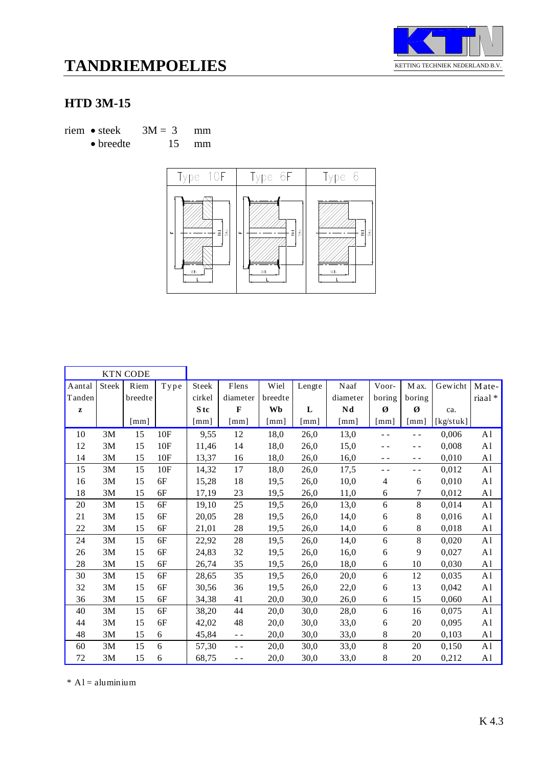# TANDRIEMPOELIES

KETTING TECHNIEK NEDERLAND B.V.

## HTD 3M-15

riem • steek 3M = 3 mm
• breedte 15 mm

| Type 10F | Type 6F | Type 6 |
|---|---|---|

| KTN CODE | | | | | | | | | | | | |
|---|---|---|---|---|---|---|---|---|---|---|---|---|
| Aantal Tanden **z** | Steek | Riem breedte [mm] | Type | Steek cirkel **Stc** [mm] | Flens diameter **F** [mm] | Wiel breedte **Wb** [mm] | Lengte **L** [mm] | Naaf diameter **Nd** [mm] | Voor-boring **Ø** [mm] | Max. boring **Ø** [mm] | Gewicht ca. [kg/stuk] | Mate-riaal * |
| 10 | 3M | 15 | 10F | 9,55 | 12 | 18,0 | 26,0 | 13,0 | - - | - - | 0,006 | Al |
| 12 | 3M | 15 | 10F | 11,46 | 14 | 18,0 | 26,0 | 15,0 | - - | - - | 0,008 | Al |
| 14 | 3M | 15 | 10F | 13,37 | 16 | 18,0 | 26,0 | 16,0 | - - | - - | 0,010 | Al |
| 15 | 3M | 15 | 10F | 14,32 | 17 | 18,0 | 26,0 | 17,5 | - - | - - | 0,012 | Al |
| 16 | 3M | 15 | 6F | 15,28 | 18 | 19,5 | 26,0 | 10,0 | 4 | 6 | 0,010 | Al |
| 18 | 3M | 15 | 6F | 17,19 | 23 | 19,5 | 26,0 | 11,0 | 6 | 7 | 0,012 | Al |
| 20 | 3M | 15 | 6F | 19,10 | 25 | 19,5 | 26,0 | 13,0 | 6 | 8 | 0,014 | Al |
| 21 | 3M | 15 | 6F | 20,05 | 28 | 19,5 | 26,0 | 14,0 | 6 | 8 | 0,016 | Al |
| 22 | 3M | 15 | 6F | 21,01 | 28 | 19,5 | 26,0 | 14,0 | 6 | 8 | 0,018 | Al |
| 24 | 3M | 15 | 6F | 22,92 | 28 | 19,5 | 26,0 | 14,0 | 6 | 8 | 0,020 | Al |
| 26 | 3M | 15 | 6F | 24,83 | 32 | 19,5 | 26,0 | 16,0 | 6 | 9 | 0,027 | Al |
| 28 | 3M | 15 | 6F | 26,74 | 35 | 19,5 | 26,0 | 18,0 | 6 | 10 | 0,030 | Al |
| 30 | 3M | 15 | 6F | 28,65 | 35 | 19,5 | 26,0 | 20,0 | 6 | 12 | 0,035 | Al |
| 32 | 3M | 15 | 6F | 30,56 | 36 | 19,5 | 26,0 | 22,0 | 6 | 13 | 0,042 | Al |
| 36 | 3M | 15 | 6F | 34,38 | 41 | 20,0 | 30,0 | 26,0 | 6 | 15 | 0,060 | Al |
| 40 | 3M | 15 | 6F | 38,20 | 44 | 20,0 | 30,0 | 28,0 | 6 | 16 | 0,075 | Al |
| 44 | 3M | 15 | 6F | 42,02 | 48 | 20,0 | 30,0 | 33,0 | 6 | 20 | 0,095 | Al |
| 48 | 3M | 15 | 6 | 45,84 | - - | 20,0 | 30,0 | 33,0 | 8 | 20 | 0,103 | Al |
| 60 | 3M | 15 | 6 | 57,30 | - - | 20,0 | 30,0 | 33,0 | 8 | 20 | 0,150 | Al |
| 72 | 3M | 15 | 6 | 68,75 | - - | 20,0 | 30,0 | 33,0 | 8 | 20 | 0,212 | Al |

* Al = aluminium

K 4.3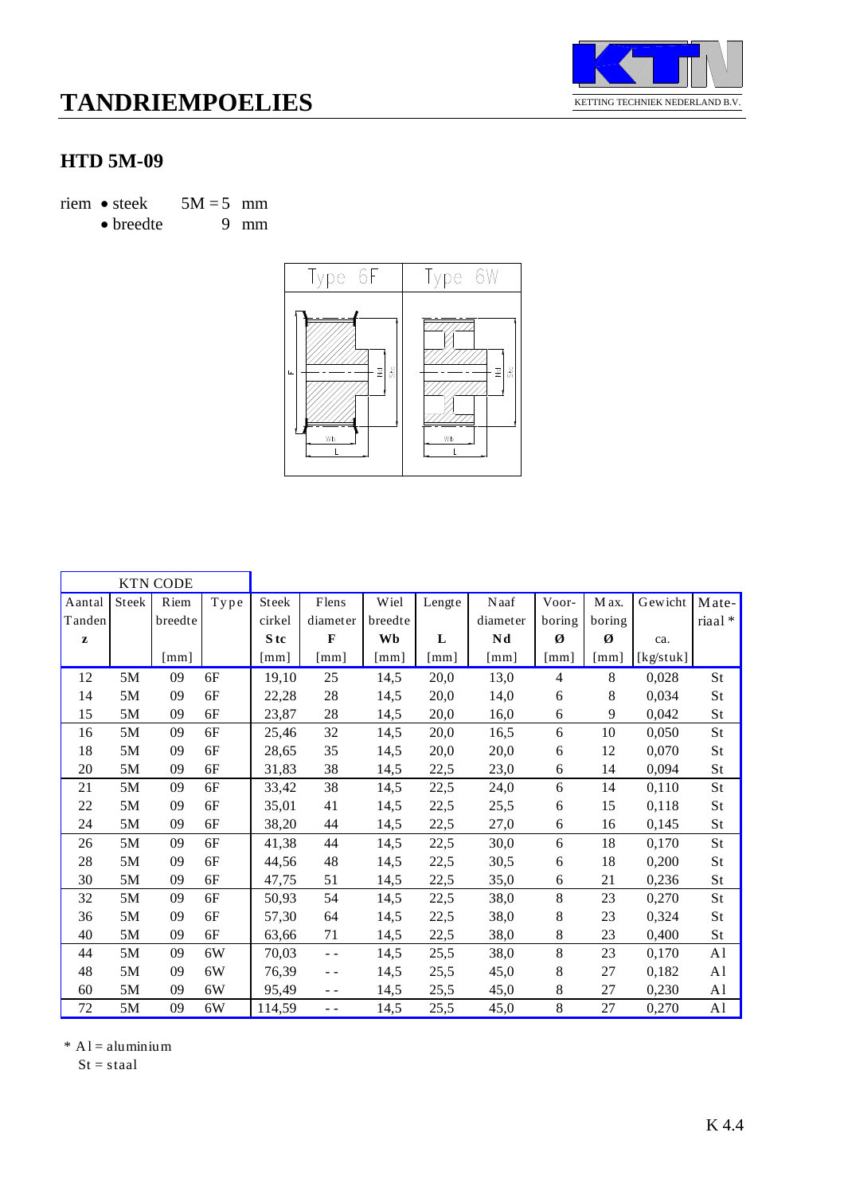# TANDRIEMPOELIES

KETTING TECHNIEK NEDERLAND B.V.

## HTD 5M-09

riem • steek 5M = 5 mm
• breedte 9 mm

| KTN CODE | | | | | | | | | | | | |
|---|---|---|---|---|---|---|---|---|---|---|---|---|
| Aantal Tanden **z** | Steek | Riem breedte [mm] | Type | Steek cirkel **S tc** [mm] | Flens diameter **F** [mm] | Wiel breedte **Wb** [mm] | Lengte **L** [mm] | Naaf diameter **Nd** [mm] | Voor-boring **Ø** [mm] | Max. boring **Ø** [mm] | Gewicht ca. [kg/stuk] | Mate-riaal * |
| 12 | 5M | 09 | 6F | 19,10 | 25 | 14,5 | 20,0 | 13,0 | 4 | 8 | 0,028 | St |
| 14 | 5M | 09 | 6F | 22,28 | 28 | 14,5 | 20,0 | 14,0 | 6 | 8 | 0,034 | St |
| 15 | 5M | 09 | 6F | 23,87 | 28 | 14,5 | 20,0 | 16,0 | 6 | 9 | 0,042 | St |
| 16 | 5M | 09 | 6F | 25,46 | 32 | 14,5 | 20,0 | 16,5 | 6 | 10 | 0,050 | St |
| 18 | 5M | 09 | 6F | 28,65 | 35 | 14,5 | 20,0 | 20,0 | 6 | 12 | 0,070 | St |
| 20 | 5M | 09 | 6F | 31,83 | 38 | 14,5 | 22,5 | 23,0 | 6 | 14 | 0,094 | St |
| 21 | 5M | 09 | 6F | 33,42 | 38 | 14,5 | 22,5 | 24,0 | 6 | 14 | 0,110 | St |
| 22 | 5M | 09 | 6F | 35,01 | 41 | 14,5 | 22,5 | 25,5 | 6 | 15 | 0,118 | St |
| 24 | 5M | 09 | 6F | 38,20 | 44 | 14,5 | 22,5 | 27,0 | 6 | 16 | 0,145 | St |
| 26 | 5M | 09 | 6F | 41,38 | 44 | 14,5 | 22,5 | 30,0 | 6 | 18 | 0,170 | St |
| 28 | 5M | 09 | 6F | 44,56 | 48 | 14,5 | 22,5 | 30,5 | 6 | 18 | 0,200 | St |
| 30 | 5M | 09 | 6F | 47,75 | 51 | 14,5 | 22,5 | 35,0 | 6 | 21 | 0,236 | St |
| 32 | 5M | 09 | 6F | 50,93 | 54 | 14,5 | 22,5 | 38,0 | 8 | 23 | 0,270 | St |
| 36 | 5M | 09 | 6F | 57,30 | 64 | 14,5 | 22,5 | 38,0 | 8 | 23 | 0,324 | St |
| 40 | 5M | 09 | 6F | 63,66 | 71 | 14,5 | 22,5 | 38,0 | 8 | 23 | 0,400 | St |
| 44 | 5M | 09 | 6W | 70,03 | - - | 14,5 | 25,5 | 38,0 | 8 | 23 | 0,170 | Al |
| 48 | 5M | 09 | 6W | 76,39 | - - | 14,5 | 25,5 | 45,0 | 8 | 27 | 0,182 | Al |
| 60 | 5M | 09 | 6W | 95,49 | - - | 14,5 | 25,5 | 45,0 | 8 | 27 | 0,230 | Al |
| 72 | 5M | 09 | 6W | 114,59 | - - | 14,5 | 25,5 | 45,0 | 8 | 27 | 0,270 | Al |

* Al = aluminium
St = staal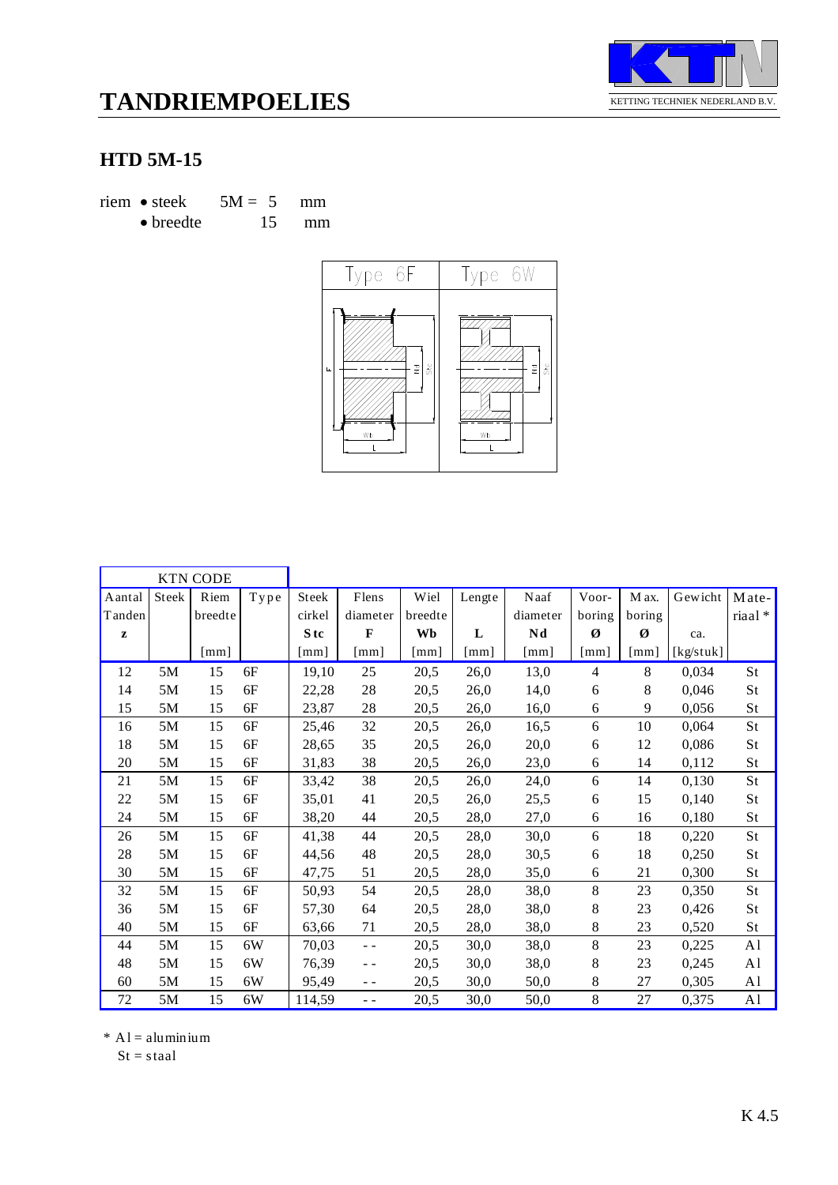# TANDRIEMPOELIES

KETTING TECHNIEK NEDERLAND B.V.

## HTD 5M-15

riem • steek 5M = 5 mm
• breedte 15 mm

| KTN CODE | | | | | | | | | | | | |
|---|---|---|---|---|---|---|---|---|---|---|---|---|
| Aantal Tanden z | Steek | Riem breedte [mm] | Type | Steek cirkel Stc [mm] | Flens diameter F [mm] | Wiel breedte Wb [mm] | Lengte L [mm] | Naaf diameter Nd [mm] | Voor-boring Ø [mm] | Max. boring Ø [mm] | Gewicht ca. [kg/stuk] | Mate-riaal * |
| 12 | 5M | 15 | 6F | 19,10 | 25 | 20,5 | 26,0 | 13,0 | 4 | 8 | 0,034 | St |
| 14 | 5M | 15 | 6F | 22,28 | 28 | 20,5 | 26,0 | 14,0 | 6 | 8 | 0,046 | St |
| 15 | 5M | 15 | 6F | 23,87 | 28 | 20,5 | 26,0 | 16,0 | 6 | 9 | 0,056 | St |
| 16 | 5M | 15 | 6F | 25,46 | 32 | 20,5 | 26,0 | 16,5 | 6 | 10 | 0,064 | St |
| 18 | 5M | 15 | 6F | 28,65 | 35 | 20,5 | 26,0 | 20,0 | 6 | 12 | 0,086 | St |
| 20 | 5M | 15 | 6F | 31,83 | 38 | 20,5 | 26,0 | 23,0 | 6 | 14 | 0,112 | St |
| 21 | 5M | 15 | 6F | 33,42 | 38 | 20,5 | 26,0 | 24,0 | 6 | 14 | 0,130 | St |
| 22 | 5M | 15 | 6F | 35,01 | 41 | 20,5 | 26,0 | 25,5 | 6 | 15 | 0,140 | St |
| 24 | 5M | 15 | 6F | 38,20 | 44 | 20,5 | 28,0 | 27,0 | 6 | 16 | 0,180 | St |
| 26 | 5M | 15 | 6F | 41,38 | 44 | 20,5 | 28,0 | 30,0 | 6 | 18 | 0,220 | St |
| 28 | 5M | 15 | 6F | 44,56 | 48 | 20,5 | 28,0 | 30,5 | 6 | 18 | 0,250 | St |
| 30 | 5M | 15 | 6F | 47,75 | 51 | 20,5 | 28,0 | 35,0 | 6 | 21 | 0,300 | St |
| 32 | 5M | 15 | 6F | 50,93 | 54 | 20,5 | 28,0 | 38,0 | 8 | 23 | 0,350 | St |
| 36 | 5M | 15 | 6F | 57,30 | 64 | 20,5 | 28,0 | 38,0 | 8 | 23 | 0,426 | St |
| 40 | 5M | 15 | 6F | 63,66 | 71 | 20,5 | 28,0 | 38,0 | 8 | 23 | 0,520 | St |
| 44 | 5M | 15 | 6W | 70,03 | - - | 20,5 | 30,0 | 38,0 | 8 | 23 | 0,225 | Al |
| 48 | 5M | 15 | 6W | 76,39 | - - | 20,5 | 30,0 | 38,0 | 8 | 23 | 0,245 | Al |
| 60 | 5M | 15 | 6W | 95,49 | - - | 20,5 | 30,0 | 50,0 | 8 | 27 | 0,305 | Al |
| 72 | 5M | 15 | 6W | 114,59 | - - | 20,5 | 30,0 | 50,0 | 8 | 27 | 0,375 | Al |

\* Al = aluminium
St = staal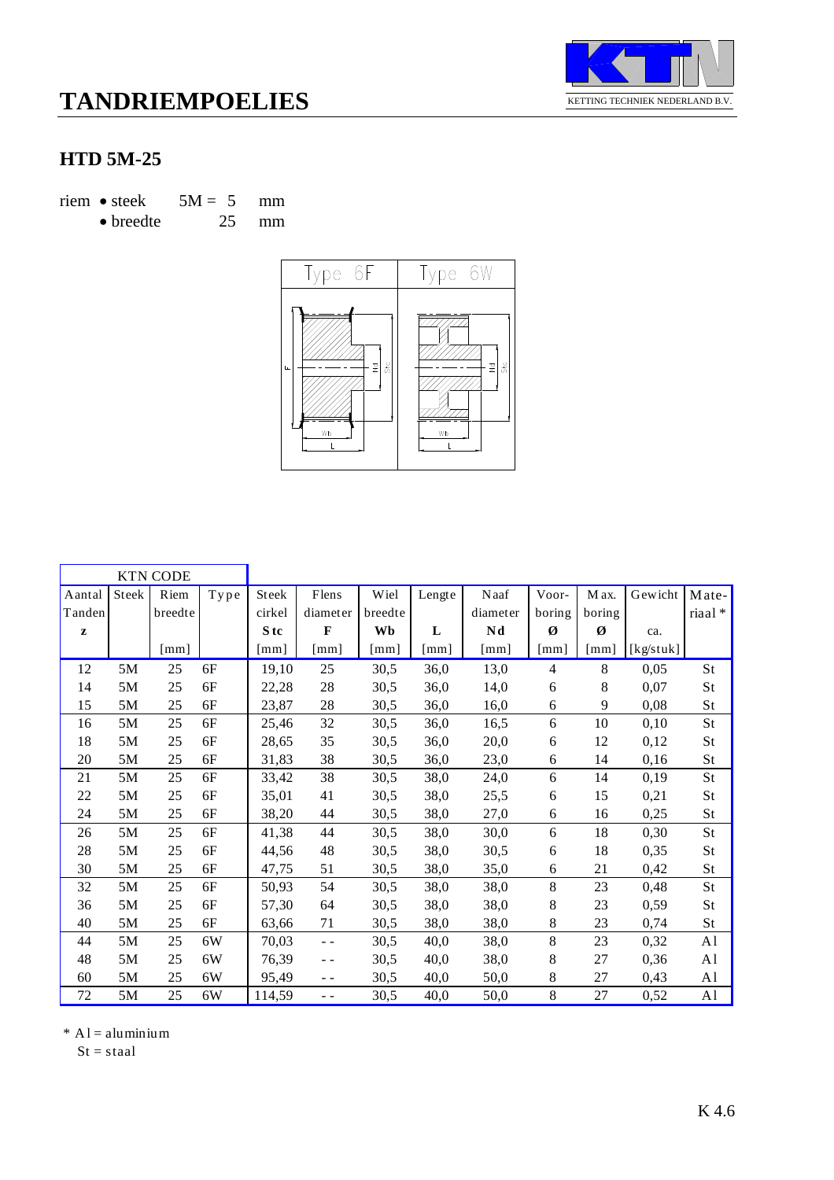# TANDRIEMPOELIES

KETTING TECHNIEK NEDERLAND B.V.

## HTD 5M-25

riem • steek 5M = 5 mm
• breedte 25 mm

| KTN CODE | | | | | | | | | | | | |
|---|---|---|---|---|---|---|---|---|---|---|---|---|
| Aantal Tanden **z** | Steek | Riem breedte [mm] | Type | Steek cirkel **Stc** [mm] | Flens diameter **F** [mm] | Wiel breedte **Wb** [mm] | Lengte **L** [mm] | Naaf diameter **Nd** [mm] | Voor-boring **Ø** [mm] | Max. boring **Ø** [mm] | Gewicht ca. [kg/stuk] | Mate-riaal * |
| 12 | 5M | 25 | 6F | 19,10 | 25 | 30,5 | 36,0 | 13,0 | 4 | 8 | 0,05 | St |
| 14 | 5M | 25 | 6F | 22,28 | 28 | 30,5 | 36,0 | 14,0 | 6 | 8 | 0,07 | St |
| 15 | 5M | 25 | 6F | 23,87 | 28 | 30,5 | 36,0 | 16,0 | 6 | 9 | 0,08 | St |
| 16 | 5M | 25 | 6F | 25,46 | 32 | 30,5 | 36,0 | 16,5 | 6 | 10 | 0,10 | St |
| 18 | 5M | 25 | 6F | 28,65 | 35 | 30,5 | 36,0 | 20,0 | 6 | 12 | 0,12 | St |
| 20 | 5M | 25 | 6F | 31,83 | 38 | 30,5 | 36,0 | 23,0 | 6 | 14 | 0,16 | St |
| 21 | 5M | 25 | 6F | 33,42 | 38 | 30,5 | 38,0 | 24,0 | 6 | 14 | 0,19 | St |
| 22 | 5M | 25 | 6F | 35,01 | 41 | 30,5 | 38,0 | 25,5 | 6 | 15 | 0,21 | St |
| 24 | 5M | 25 | 6F | 38,20 | 44 | 30,5 | 38,0 | 27,0 | 6 | 16 | 0,25 | St |
| 26 | 5M | 25 | 6F | 41,38 | 44 | 30,5 | 38,0 | 30,0 | 6 | 18 | 0,30 | St |
| 28 | 5M | 25 | 6F | 44,56 | 48 | 30,5 | 38,0 | 30,5 | 6 | 18 | 0,35 | St |
| 30 | 5M | 25 | 6F | 47,75 | 51 | 30,5 | 38,0 | 35,0 | 6 | 21 | 0,42 | St |
| 32 | 5M | 25 | 6F | 50,93 | 54 | 30,5 | 38,0 | 38,0 | 8 | 23 | 0,48 | St |
| 36 | 5M | 25 | 6F | 57,30 | 64 | 30,5 | 38,0 | 38,0 | 8 | 23 | 0,59 | St |
| 40 | 5M | 25 | 6F | 63,66 | 71 | 30,5 | 38,0 | 38,0 | 8 | 23 | 0,74 | St |
| 44 | 5M | 25 | 6W | 70,03 | -- | 30,5 | 40,0 | 38,0 | 8 | 23 | 0,32 | Al |
| 48 | 5M | 25 | 6W | 76,39 | -- | 30,5 | 40,0 | 38,0 | 8 | 27 | 0,36 | Al |
| 60 | 5M | 25 | 6W | 95,49 | -- | 30,5 | 40,0 | 50,0 | 8 | 27 | 0,43 | Al |
| 72 | 5M | 25 | 6W | 114,59 | -- | 30,5 | 40,0 | 50,0 | 8 | 27 | 0,52 | Al |

\* Al = aluminium
St = staal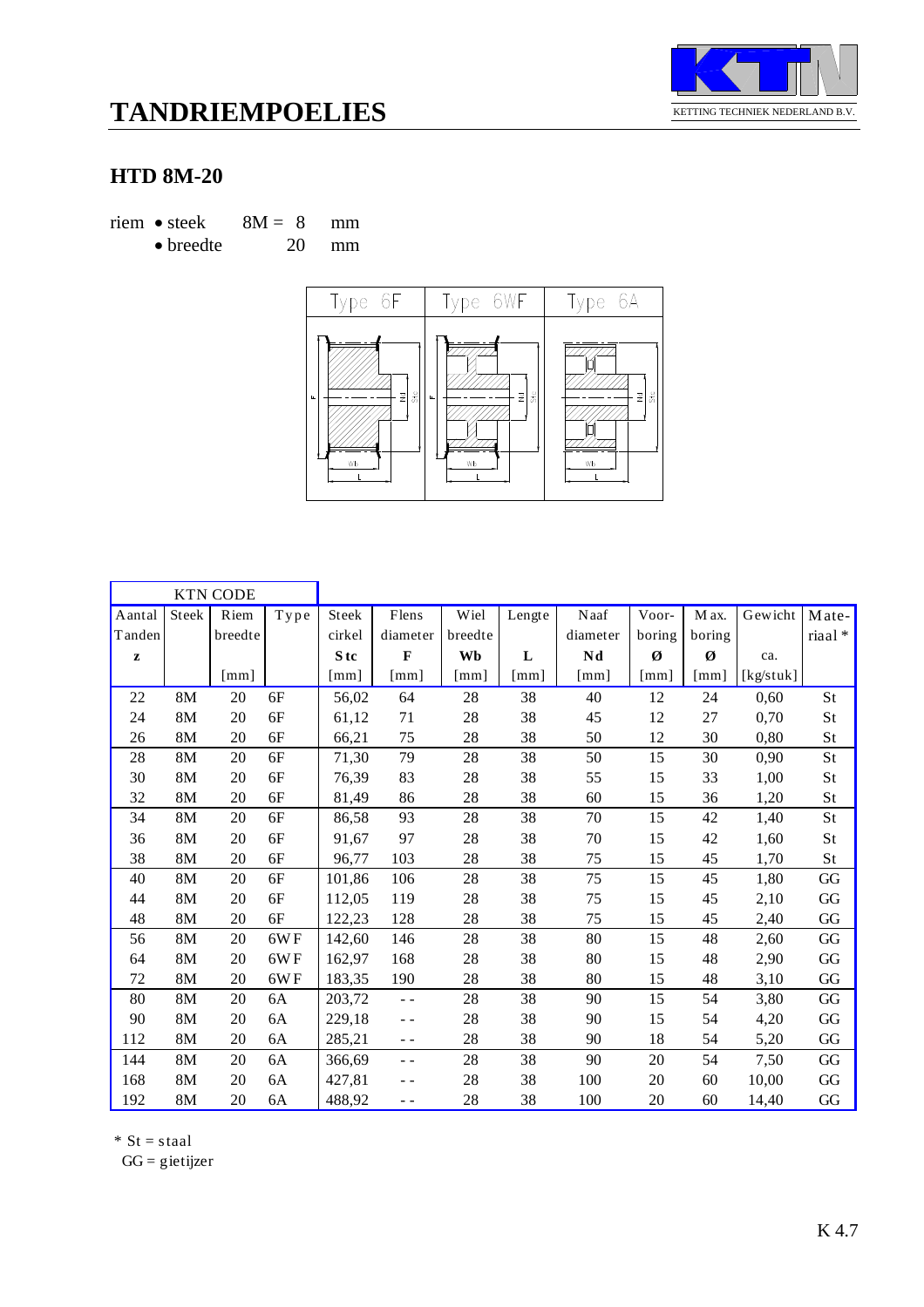# TANDRIEMPOELIES

KETTING TECHNIEK NEDERLAND B.V.

## HTD 8M-20

riem • steek 8M = 8 mm
• breedte 20 mm

| Type 6F | Type 6WF | Type 6A |
|---|---|---|

| KTN CODE | | | | | | | | | | | | |
|---|---|---|---|---|---|---|---|---|---|---|---|---|
| Aantal Tanden | Steek | Riem breedte | Type | Steek cirkel | Flens diameter | Wiel breedte | Lengte | Naaf diameter | Voor-boring | Max. boring | Gewicht | Materiaal * |
| z | | | | Stc | F | Wb | L | Nd | Ø | Ø | ca. | |
| | | [mm] | | [mm] | [mm] | [mm] | [mm] | [mm] | [mm] | [mm] | [kg/stuk] | |
| 22 | 8M | 20 | 6F | 56,02 | 64 | 28 | 38 | 40 | 12 | 24 | 0,60 | St |
| 24 | 8M | 20 | 6F | 61,12 | 71 | 28 | 38 | 45 | 12 | 27 | 0,70 | St |
| 26 | 8M | 20 | 6F | 66,21 | 75 | 28 | 38 | 50 | 12 | 30 | 0,80 | St |
| 28 | 8M | 20 | 6F | 71,30 | 79 | 28 | 38 | 50 | 15 | 30 | 0,90 | St |
| 30 | 8M | 20 | 6F | 76,39 | 83 | 28 | 38 | 55 | 15 | 33 | 1,00 | St |
| 32 | 8M | 20 | 6F | 81,49 | 86 | 28 | 38 | 60 | 15 | 36 | 1,20 | St |
| 34 | 8M | 20 | 6F | 86,58 | 93 | 28 | 38 | 70 | 15 | 42 | 1,40 | St |
| 36 | 8M | 20 | 6F | 91,67 | 97 | 28 | 38 | 70 | 15 | 42 | 1,60 | St |
| 38 | 8M | 20 | 6F | 96,77 | 103 | 28 | 38 | 75 | 15 | 45 | 1,70 | St |
| 40 | 8M | 20 | 6F | 101,86 | 106 | 28 | 38 | 75 | 15 | 45 | 1,80 | GG |
| 44 | 8M | 20 | 6F | 112,05 | 119 | 28 | 38 | 75 | 15 | 45 | 2,10 | GG |
| 48 | 8M | 20 | 6F | 122,23 | 128 | 28 | 38 | 75 | 15 | 45 | 2,40 | GG |
| 56 | 8M | 20 | 6WF | 142,60 | 146 | 28 | 38 | 80 | 15 | 48 | 2,60 | GG |
| 64 | 8M | 20 | 6WF | 162,97 | 168 | 28 | 38 | 80 | 15 | 48 | 2,90 | GG |
| 72 | 8M | 20 | 6WF | 183,35 | 190 | 28 | 38 | 80 | 15 | 48 | 3,10 | GG |
| 80 | 8M | 20 | 6A | 203,72 | - - | 28 | 38 | 90 | 15 | 54 | 3,80 | GG |
| 90 | 8M | 20 | 6A | 229,18 | - - | 28 | 38 | 90 | 15 | 54 | 4,20 | GG |
| 112 | 8M | 20 | 6A | 285,21 | - - | 28 | 38 | 90 | 18 | 54 | 5,20 | GG |
| 144 | 8M | 20 | 6A | 366,69 | - - | 28 | 38 | 90 | 20 | 54 | 7,50 | GG |
| 168 | 8M | 20 | 6A | 427,81 | - - | 28 | 38 | 100 | 20 | 60 | 10,00 | GG |
| 192 | 8M | 20 | 6A | 488,92 | - - | 28 | 38 | 100 | 20 | 60 | 14,40 | GG |

\* St = staal
GG = gietijzer

K 4.7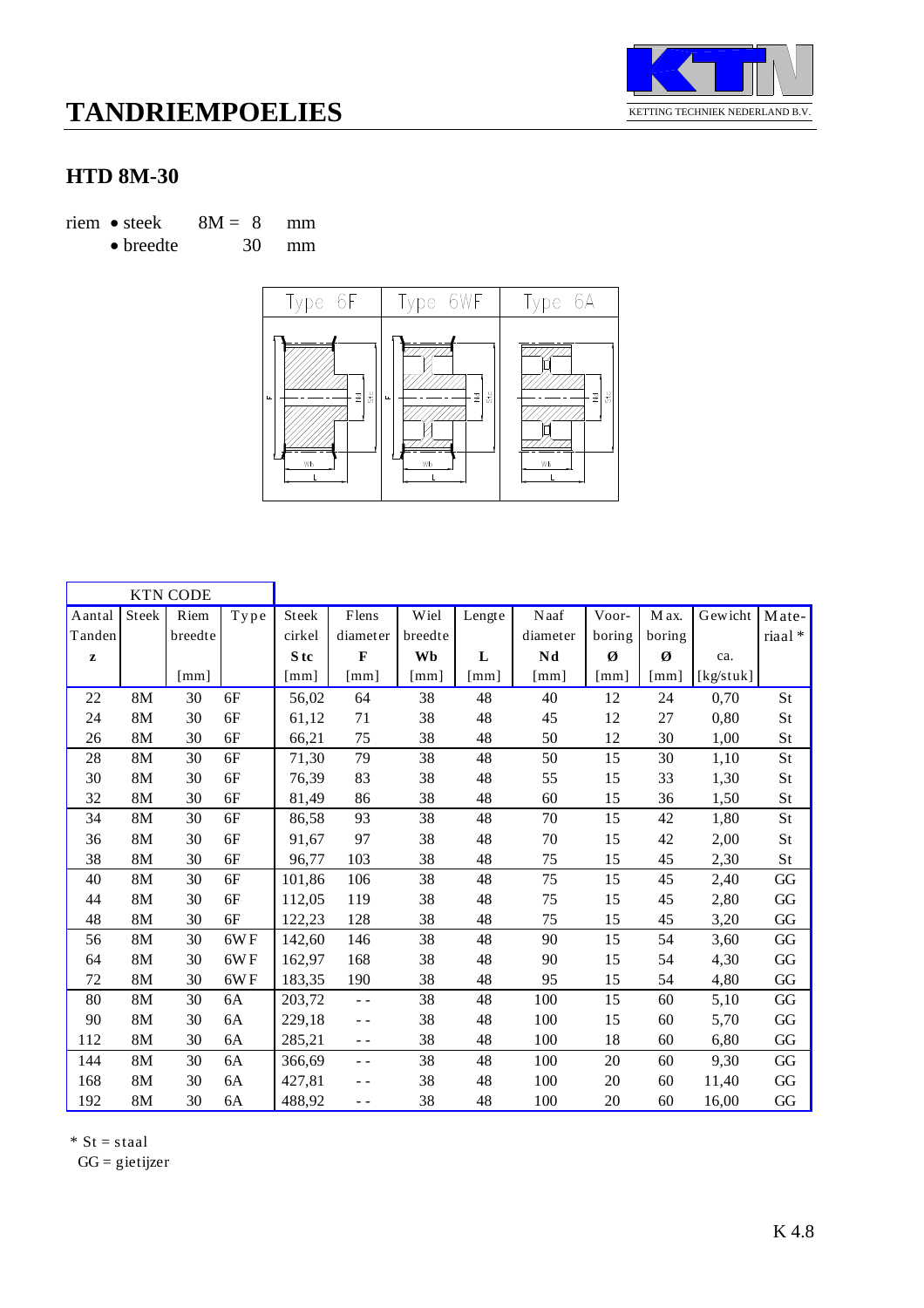# TANDRIEMPOELIES

KETTING TECHNIEK NEDERLAND B.V.

## HTD 8M-30

riem • steek 8M = 8 mm
• breedte 30 mm

Type 6F | Type 6WF | Type 6A

| KTN CODE | | | | | | | | | | | | |
|---|---|---|---|---|---|---|---|---|---|---|---|---|
| Aantal Tanden **z** | Steek | Riem breedte [mm] | Type | Steek cirkel **Stc** [mm] | Flens diameter **F** [mm] | Wiel breedte **Wb** [mm] | Lengte **L** [mm] | Naaf diameter **Nd** [mm] | Voor-boring **Ø** [mm] | Max. boring **Ø** [mm] | Gewicht ca. [kg/stuk] | Mate-riaal * |
| 22 | 8M | 30 | 6F | 56,02 | 64 | 38 | 48 | 40 | 12 | 24 | 0,70 | St |
| 24 | 8M | 30 | 6F | 61,12 | 71 | 38 | 48 | 45 | 12 | 27 | 0,80 | St |
| 26 | 8M | 30 | 6F | 66,21 | 75 | 38 | 48 | 50 | 12 | 30 | 1,00 | St |
| 28 | 8M | 30 | 6F | 71,30 | 79 | 38 | 48 | 50 | 15 | 30 | 1,10 | St |
| 30 | 8M | 30 | 6F | 76,39 | 83 | 38 | 48 | 55 | 15 | 33 | 1,30 | St |
| 32 | 8M | 30 | 6F | 81,49 | 86 | 38 | 48 | 60 | 15 | 36 | 1,50 | St |
| 34 | 8M | 30 | 6F | 86,58 | 93 | 38 | 48 | 70 | 15 | 42 | 1,80 | St |
| 36 | 8M | 30 | 6F | 91,67 | 97 | 38 | 48 | 70 | 15 | 42 | 2,00 | St |
| 38 | 8M | 30 | 6F | 96,77 | 103 | 38 | 48 | 75 | 15 | 45 | 2,30 | St |
| 40 | 8M | 30 | 6F | 101,86 | 106 | 38 | 48 | 75 | 15 | 45 | 2,40 | GG |
| 44 | 8M | 30 | 6F | 112,05 | 119 | 38 | 48 | 75 | 15 | 45 | 2,80 | GG |
| 48 | 8M | 30 | 6F | 122,23 | 128 | 38 | 48 | 75 | 15 | 45 | 3,20 | GG |
| 56 | 8M | 30 | 6WF | 142,60 | 146 | 38 | 48 | 90 | 15 | 54 | 3,60 | GG |
| 64 | 8M | 30 | 6WF | 162,97 | 168 | 38 | 48 | 90 | 15 | 54 | 4,30 | GG |
| 72 | 8M | 30 | 6WF | 183,35 | 190 | 38 | 48 | 95 | 15 | 54 | 4,80 | GG |
| 80 | 8M | 30 | 6A | 203,72 | - - | 38 | 48 | 100 | 15 | 60 | 5,10 | GG |
| 90 | 8M | 30 | 6A | 229,18 | - - | 38 | 48 | 100 | 15 | 60 | 5,70 | GG |
| 112 | 8M | 30 | 6A | 285,21 | - - | 38 | 48 | 100 | 18 | 60 | 6,80 | GG |
| 144 | 8M | 30 | 6A | 366,69 | - - | 38 | 48 | 100 | 20 | 60 | 9,30 | GG |
| 168 | 8M | 30 | 6A | 427,81 | - - | 38 | 48 | 100 | 20 | 60 | 11,40 | GG |
| 192 | 8M | 30 | 6A | 488,92 | - - | 38 | 48 | 100 | 20 | 60 | 16,00 | GG |

* St = staal
GG = gietijzer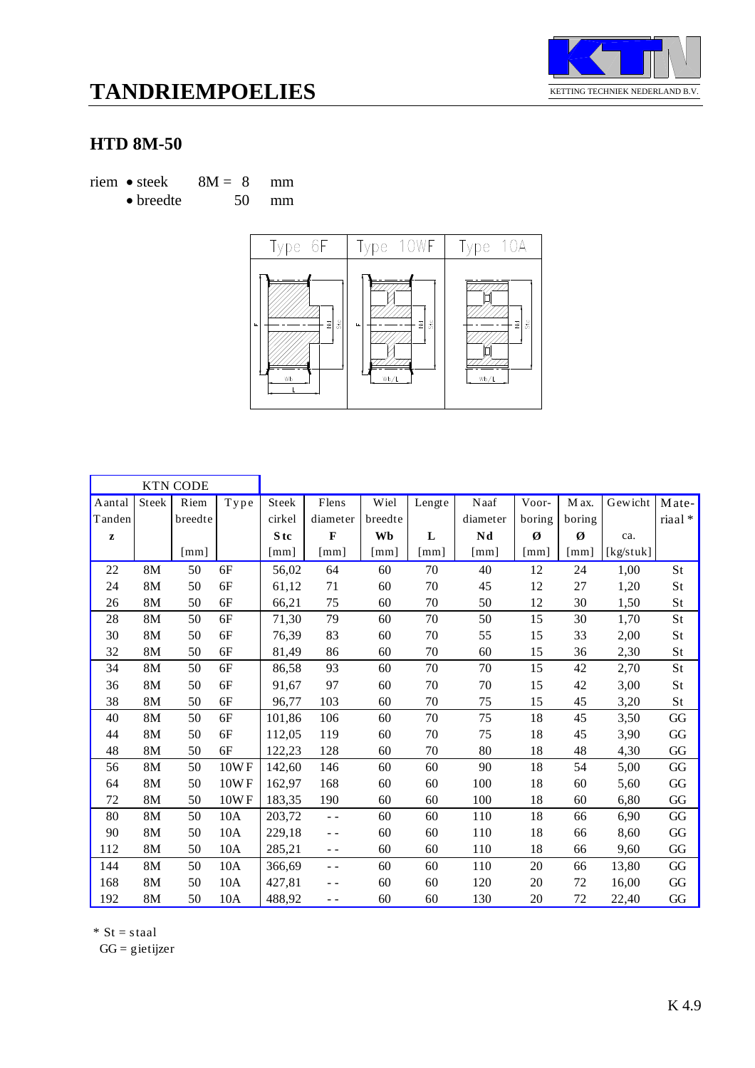# TANDRIEMPOELIES

KETTING TECHNIEK NEDERLAND B.V.

## HTD 8M-50

riem
- steek 8M = 8 mm
- breedte 50 mm

| Type 6F | Type 10WF | Type 10A |
|---|---|---|

| KTN CODE | | | | | | | | | | | | |
|---|---|---|---|---|---|---|---|---|---|---|---|---|
| Aantal Tanden | Steek | Riem breedte | Type | Steek cirkel | Flens diameter | Wiel breedte | Lengte | Naaf diameter | Voor-boring | Max. boring | Gewicht | Materiaal * |
| **z** | | | | **Stc** | **F** | **Wb** | **L** | **Nd** | **Ø** | **Ø** | ca. | |
| | | [mm] | | [mm] | [mm] | [mm] | [mm] | [mm] | [mm] | [mm] | [kg/stuk] | |
| 22 | 8M | 50 | 6F | 56,02 | 64 | 60 | 70 | 40 | 12 | 24 | 1,00 | St |
| 24 | 8M | 50 | 6F | 61,12 | 71 | 60 | 70 | 45 | 12 | 27 | 1,20 | St |
| 26 | 8M | 50 | 6F | 66,21 | 75 | 60 | 70 | 50 | 12 | 30 | 1,50 | St |
| 28 | 8M | 50 | 6F | 71,30 | 79 | 60 | 70 | 50 | 15 | 30 | 1,70 | St |
| 30 | 8M | 50 | 6F | 76,39 | 83 | 60 | 70 | 55 | 15 | 33 | 2,00 | St |
| 32 | 8M | 50 | 6F | 81,49 | 86 | 60 | 70 | 60 | 15 | 36 | 2,30 | St |
| 34 | 8M | 50 | 6F | 86,58 | 93 | 60 | 70 | 70 | 15 | 42 | 2,70 | St |
| 36 | 8M | 50 | 6F | 91,67 | 97 | 60 | 70 | 70 | 15 | 42 | 3,00 | St |
| 38 | 8M | 50 | 6F | 96,77 | 103 | 60 | 70 | 75 | 15 | 45 | 3,20 | St |
| 40 | 8M | 50 | 6F | 101,86 | 106 | 60 | 70 | 75 | 18 | 45 | 3,50 | GG |
| 44 | 8M | 50 | 6F | 112,05 | 119 | 60 | 70 | 75 | 18 | 45 | 3,90 | GG |
| 48 | 8M | 50 | 6F | 122,23 | 128 | 60 | 70 | 80 | 18 | 48 | 4,30 | GG |
| 56 | 8M | 50 | 10WF | 142,60 | 146 | 60 | 60 | 90 | 18 | 54 | 5,00 | GG |
| 64 | 8M | 50 | 10WF | 162,97 | 168 | 60 | 60 | 100 | 18 | 60 | 5,60 | GG |
| 72 | 8M | 50 | 10WF | 183,35 | 190 | 60 | 60 | 100 | 18 | 60 | 6,80 | GG |
| 80 | 8M | 50 | 10A | 203,72 | - - | 60 | 60 | 110 | 18 | 66 | 6,90 | GG |
| 90 | 8M | 50 | 10A | 229,18 | - - | 60 | 60 | 110 | 18 | 66 | 8,60 | GG |
| 112 | 8M | 50 | 10A | 285,21 | - - | 60 | 60 | 110 | 18 | 66 | 9,60 | GG |
| 144 | 8M | 50 | 10A | 366,69 | - - | 60 | 60 | 110 | 20 | 66 | 13,80 | GG |
| 168 | 8M | 50 | 10A | 427,81 | - - | 60 | 60 | 120 | 20 | 72 | 16,00 | GG |
| 192 | 8M | 50 | 10A | 488,92 | - - | 60 | 60 | 130 | 20 | 72 | 22,40 | GG |

* St = staal
GG = gietijzer

K 4.9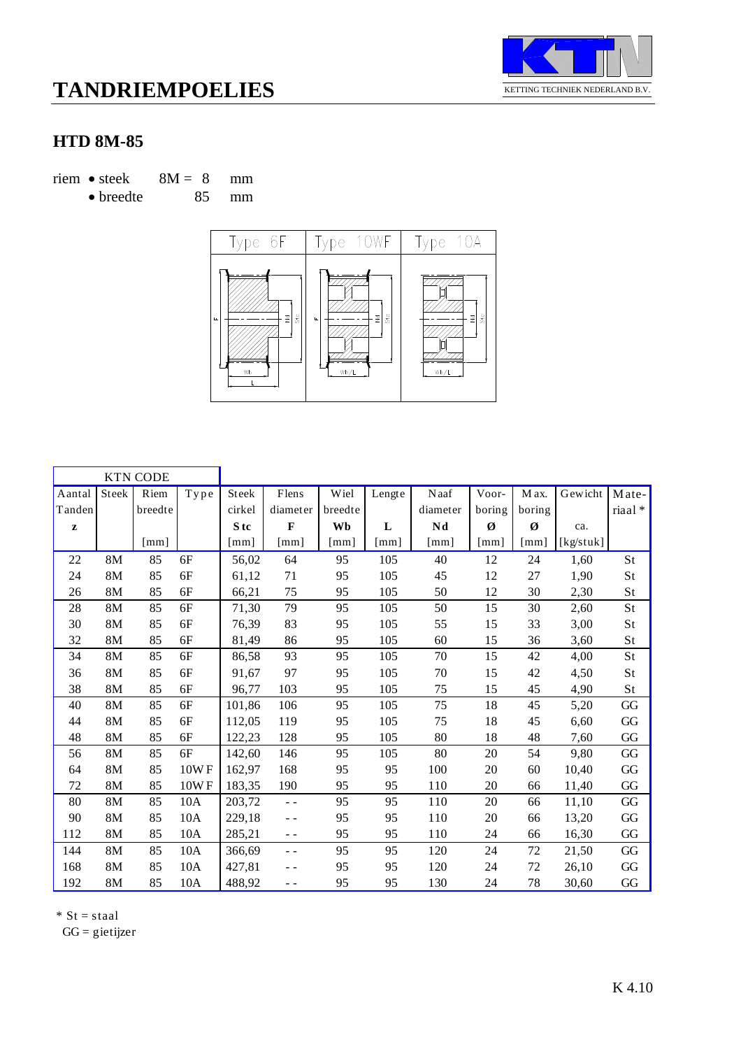# TANDRIEMPOELIES

KETTING TECHNIEK NEDERLAND B.V.

## HTD 8M-85

riem • steek 8M = 8 mm
• breedte 85 mm

| Type 6F | Type 10WF | Type 10A |
|---|---|---|

| KTN CODE | | | | | | | | | | | | |
|---|---|---|---|---|---|---|---|---|---|---|---|---|
| Aantal Tanden | Steek | Riem breedte | Type | Steek cirkel | Flens diameter | Wiel breedte | Lengte | Naaf diameter | Voor-boring | Max. boring | Gewicht | Mate-riaal * |
| z | | | | Stc | F | Wb | L | Nd | Ø | Ø | ca. | |
| | | [mm] | | [mm] | [mm] | [mm] | [mm] | [mm] | [mm] | [mm] | [kg/stuk] | |
| 22 | 8M | 85 | 6F | 56,02 | 64 | 95 | 105 | 40 | 12 | 24 | 1,60 | St |
| 24 | 8M | 85 | 6F | 61,12 | 71 | 95 | 105 | 45 | 12 | 27 | 1,90 | St |
| 26 | 8M | 85 | 6F | 66,21 | 75 | 95 | 105 | 50 | 12 | 30 | 2,30 | St |
| 28 | 8M | 85 | 6F | 71,30 | 79 | 95 | 105 | 50 | 15 | 30 | 2,60 | St |
| 30 | 8M | 85 | 6F | 76,39 | 83 | 95 | 105 | 55 | 15 | 33 | 3,00 | St |
| 32 | 8M | 85 | 6F | 81,49 | 86 | 95 | 105 | 60 | 15 | 36 | 3,60 | St |
| 34 | 8M | 85 | 6F | 86,58 | 93 | 95 | 105 | 70 | 15 | 42 | 4,00 | St |
| 36 | 8M | 85 | 6F | 91,67 | 97 | 95 | 105 | 70 | 15 | 42 | 4,50 | St |
| 38 | 8M | 85 | 6F | 96,77 | 103 | 95 | 105 | 75 | 15 | 45 | 4,90 | St |
| 40 | 8M | 85 | 6F | 101,86 | 106 | 95 | 105 | 75 | 18 | 45 | 5,20 | GG |
| 44 | 8M | 85 | 6F | 112,05 | 119 | 95 | 105 | 75 | 18 | 45 | 6,60 | GG |
| 48 | 8M | 85 | 6F | 122,23 | 128 | 95 | 105 | 80 | 18 | 48 | 7,60 | GG |
| 56 | 8M | 85 | 6F | 142,60 | 146 | 95 | 105 | 80 | 20 | 54 | 9,80 | GG |
| 64 | 8M | 85 | 10WF | 162,97 | 168 | 95 | 95 | 100 | 20 | 60 | 10,40 | GG |
| 72 | 8M | 85 | 10WF | 183,35 | 190 | 95 | 95 | 110 | 20 | 66 | 11,40 | GG |
| 80 | 8M | 85 | 10A | 203,72 | - - | 95 | 95 | 110 | 20 | 66 | 11,10 | GG |
| 90 | 8M | 85 | 10A | 229,18 | - - | 95 | 95 | 110 | 20 | 66 | 13,20 | GG |
| 112 | 8M | 85 | 10A | 285,21 | - - | 95 | 95 | 110 | 24 | 66 | 16,30 | GG |
| 144 | 8M | 85 | 10A | 366,69 | - - | 95 | 95 | 120 | 24 | 72 | 21,50 | GG |
| 168 | 8M | 85 | 10A | 427,81 | - - | 95 | 95 | 120 | 24 | 72 | 26,10 | GG |
| 192 | 8M | 85 | 10A | 488,92 | - - | 95 | 95 | 130 | 24 | 78 | 30,60 | GG |

\* St = staal
GG = gietijzer

K 4.10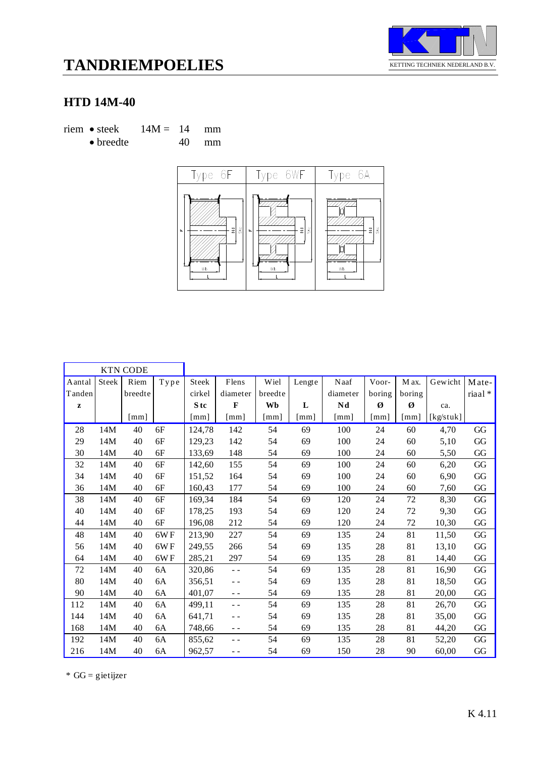# TANDRIEMPOELIES

KETTING TECHNIEK NEDERLAND B.V.

## HTD 14M-40

riem • steek 14M = 14 mm
• breedte 40 mm

| Type 6F | Type 6WF | Type 6A |
|---|---|---|

| KTN CODE | | | | | | | | | | | | |
|---|---|---|---|---|---|---|---|---|---|---|---|---|
| Aantal Tanden z | Steek | Riem breedte [mm] | Type | Steek cirkel **Stc** [mm] | Flens diameter **F** [mm] | Wiel breedte **Wb** [mm] | Lengte **L** [mm] | Naaf diameter **Nd** [mm] | Voor-boring **Ø** [mm] | Max. boring **Ø** [mm] | Gewicht ca. [kg/stuk] | Mate-riaal * |
| 28 | 14M | 40 | 6F | 124,78 | 142 | 54 | 69 | 100 | 24 | 60 | 4,70 | GG |
| 29 | 14M | 40 | 6F | 129,23 | 142 | 54 | 69 | 100 | 24 | 60 | 5,10 | GG |
| 30 | 14M | 40 | 6F | 133,69 | 148 | 54 | 69 | 100 | 24 | 60 | 5,50 | GG |
| 32 | 14M | 40 | 6F | 142,60 | 155 | 54 | 69 | 100 | 24 | 60 | 6,20 | GG |
| 34 | 14M | 40 | 6F | 151,52 | 164 | 54 | 69 | 100 | 24 | 60 | 6,90 | GG |
| 36 | 14M | 40 | 6F | 160,43 | 177 | 54 | 69 | 100 | 24 | 60 | 7,60 | GG |
| 38 | 14M | 40 | 6F | 169,34 | 184 | 54 | 69 | 120 | 24 | 72 | 8,30 | GG |
| 40 | 14M | 40 | 6F | 178,25 | 193 | 54 | 69 | 120 | 24 | 72 | 9,30 | GG |
| 44 | 14M | 40 | 6F | 196,08 | 212 | 54 | 69 | 120 | 24 | 72 | 10,30 | GG |
| 48 | 14M | 40 | 6WF | 213,90 | 227 | 54 | 69 | 135 | 24 | 81 | 11,50 | GG |
| 56 | 14M | 40 | 6WF | 249,55 | 266 | 54 | 69 | 135 | 28 | 81 | 13,10 | GG |
| 64 | 14M | 40 | 6WF | 285,21 | 297 | 54 | 69 | 135 | 28 | 81 | 14,40 | GG |
| 72 | 14M | 40 | 6A | 320,86 | - - | 54 | 69 | 135 | 28 | 81 | 16,90 | GG |
| 80 | 14M | 40 | 6A | 356,51 | - - | 54 | 69 | 135 | 28 | 81 | 18,50 | GG |
| 90 | 14M | 40 | 6A | 401,07 | - - | 54 | 69 | 135 | 28 | 81 | 20,00 | GG |
| 112 | 14M | 40 | 6A | 499,11 | - - | 54 | 69 | 135 | 28 | 81 | 26,70 | GG |
| 144 | 14M | 40 | 6A | 641,71 | - - | 54 | 69 | 135 | 28 | 81 | 35,00 | GG |
| 168 | 14M | 40 | 6A | 748,66 | - - | 54 | 69 | 135 | 28 | 81 | 44,20 | GG |
| 192 | 14M | 40 | 6A | 855,62 | - - | 54 | 69 | 135 | 28 | 81 | 52,20 | GG |
| 216 | 14M | 40 | 6A | 962,57 | - - | 54 | 69 | 150 | 28 | 90 | 60,00 | GG |

* GG = gietijzer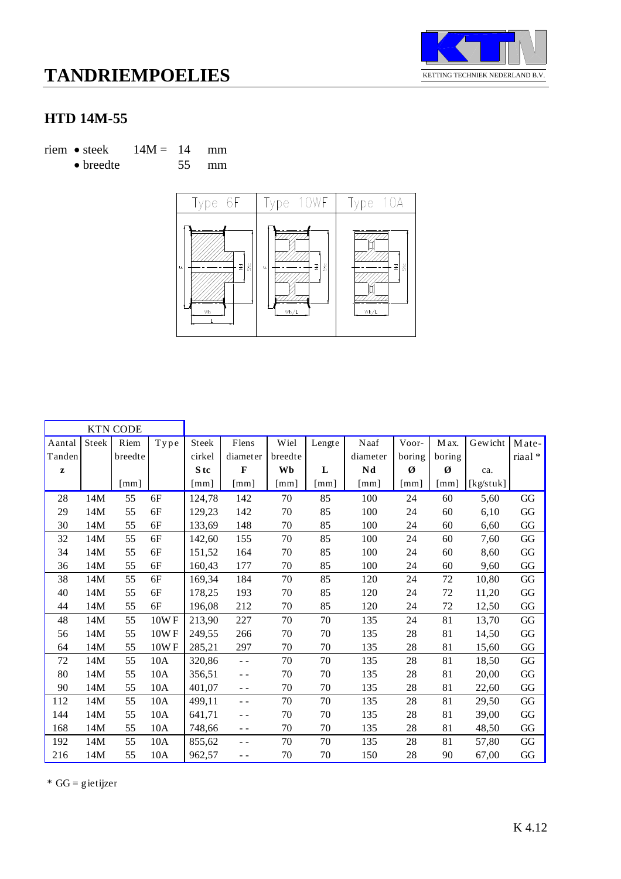# TANDRIEMPOELIES

KETTING TECHNIEK NEDERLAND B.V.

## HTD 14M-55

riem • steek 14M = 14 mm
• breedte 55 mm

| Type 6F | Type 10WF | Type 10A |
|---|---|---|

| KTN CODE | | | | | | | | | | | | |
|---|---|---|---|---|---|---|---|---|---|---|---|---|
| Aantal Tanden | Steek | Riem breedte | Type | Steek cirkel | Flens diameter | Wiel breedte | Lengte | Naaf diameter | Voor-boring | Max. boring | Gewicht | Mate-riaal * |
| z | | | | Stc | F | Wb | L | Nd | Ø | Ø | ca. | |
| | | [mm] | | [mm] | [mm] | [mm] | [mm] | [mm] | [mm] | [mm] | [kg/stuk] | |
| 28 | 14M | 55 | 6F | 124,78 | 142 | 70 | 85 | 100 | 24 | 60 | 5,60 | GG |
| 29 | 14M | 55 | 6F | 129,23 | 142 | 70 | 85 | 100 | 24 | 60 | 6,10 | GG |
| 30 | 14M | 55 | 6F | 133,69 | 148 | 70 | 85 | 100 | 24 | 60 | 6,60 | GG |
| 32 | 14M | 55 | 6F | 142,60 | 155 | 70 | 85 | 100 | 24 | 60 | 7,60 | GG |
| 34 | 14M | 55 | 6F | 151,52 | 164 | 70 | 85 | 100 | 24 | 60 | 8,60 | GG |
| 36 | 14M | 55 | 6F | 160,43 | 177 | 70 | 85 | 100 | 24 | 60 | 9,60 | GG |
| 38 | 14M | 55 | 6F | 169,34 | 184 | 70 | 85 | 120 | 24 | 72 | 10,80 | GG |
| 40 | 14M | 55 | 6F | 178,25 | 193 | 70 | 85 | 120 | 24 | 72 | 11,20 | GG |
| 44 | 14M | 55 | 6F | 196,08 | 212 | 70 | 85 | 120 | 24 | 72 | 12,50 | GG |
| 48 | 14M | 55 | 10WF | 213,90 | 227 | 70 | 70 | 135 | 24 | 81 | 13,70 | GG |
| 56 | 14M | 55 | 10WF | 249,55 | 266 | 70 | 70 | 135 | 28 | 81 | 14,50 | GG |
| 64 | 14M | 55 | 10WF | 285,21 | 297 | 70 | 70 | 135 | 28 | 81 | 15,60 | GG |
| 72 | 14M | 55 | 10A | 320,86 | - - | 70 | 70 | 135 | 28 | 81 | 18,50 | GG |
| 80 | 14M | 55 | 10A | 356,51 | - - | 70 | 70 | 135 | 28 | 81 | 20,00 | GG |
| 90 | 14M | 55 | 10A | 401,07 | - - | 70 | 70 | 135 | 28 | 81 | 22,60 | GG |
| 112 | 14M | 55 | 10A | 499,11 | - - | 70 | 70 | 135 | 28 | 81 | 29,50 | GG |
| 144 | 14M | 55 | 10A | 641,71 | - - | 70 | 70 | 135 | 28 | 81 | 39,00 | GG |
| 168 | 14M | 55 | 10A | 748,66 | - - | 70 | 70 | 135 | 28 | 81 | 48,50 | GG |
| 192 | 14M | 55 | 10A | 855,62 | - - | 70 | 70 | 135 | 28 | 81 | 57,80 | GG |
| 216 | 14M | 55 | 10A | 962,57 | - - | 70 | 70 | 150 | 28 | 90 | 67,00 | GG |

\* GG = gietijzer

K 4.12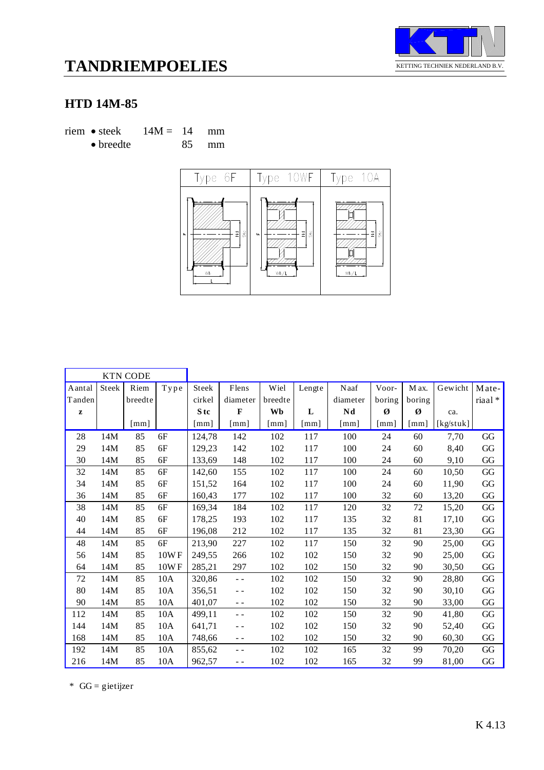# TANDRIEMPOELIES

KETTING TECHNIEK NEDERLAND B.V.

## HTD 14M-85

riem • steek 14M = 14 mm
• breedte 85 mm

Type 6F | Type 10WF | Type 10A

| KTN CODE | | | | | | | | | | | | |
|---|---|---|---|---|---|---|---|---|---|---|---|---|
| Aantal Tanden z | Steek | Riem breedte [mm] | Type | Steek cirkel Stc [mm] | Flens diameter F [mm] | Wiel breedte Wb [mm] | Lengte L [mm] | Naaf diameter Nd [mm] | Voor-boring Ø [mm] | Max. boring Ø [mm] | Gewicht ca. [kg/stuk] | Mate-riaal * |
| 28 | 14M | 85 | 6F | 124,78 | 142 | 102 | 117 | 100 | 24 | 60 | 7,70 | GG |
| 29 | 14M | 85 | 6F | 129,23 | 142 | 102 | 117 | 100 | 24 | 60 | 8,40 | GG |
| 30 | 14M | 85 | 6F | 133,69 | 148 | 102 | 117 | 100 | 24 | 60 | 9,10 | GG |
| 32 | 14M | 85 | 6F | 142,60 | 155 | 102 | 117 | 100 | 24 | 60 | 10,50 | GG |
| 34 | 14M | 85 | 6F | 151,52 | 164 | 102 | 117 | 100 | 24 | 60 | 11,90 | GG |
| 36 | 14M | 85 | 6F | 160,43 | 177 | 102 | 117 | 100 | 32 | 60 | 13,20 | GG |
| 38 | 14M | 85 | 6F | 169,34 | 184 | 102 | 117 | 120 | 32 | 72 | 15,20 | GG |
| 40 | 14M | 85 | 6F | 178,25 | 193 | 102 | 117 | 135 | 32 | 81 | 17,10 | GG |
| 44 | 14M | 85 | 6F | 196,08 | 212 | 102 | 117 | 135 | 32 | 81 | 23,30 | GG |
| 48 | 14M | 85 | 6F | 213,90 | 227 | 102 | 117 | 150 | 32 | 90 | 25,00 | GG |
| 56 | 14M | 85 | 10WF | 249,55 | 266 | 102 | 102 | 150 | 32 | 90 | 25,00 | GG |
| 64 | 14M | 85 | 10WF | 285,21 | 297 | 102 | 102 | 150 | 32 | 90 | 30,50 | GG |
| 72 | 14M | 85 | 10A | 320,86 | - - | 102 | 102 | 150 | 32 | 90 | 28,80 | GG |
| 80 | 14M | 85 | 10A | 356,51 | - - | 102 | 102 | 150 | 32 | 90 | 30,10 | GG |
| 90 | 14M | 85 | 10A | 401,07 | - - | 102 | 102 | 150 | 32 | 90 | 33,00 | GG |
| 112 | 14M | 85 | 10A | 499,11 | - - | 102 | 102 | 150 | 32 | 90 | 41,80 | GG |
| 144 | 14M | 85 | 10A | 641,71 | - - | 102 | 102 | 150 | 32 | 90 | 52,40 | GG |
| 168 | 14M | 85 | 10A | 748,66 | - - | 102 | 102 | 150 | 32 | 90 | 60,30 | GG |
| 192 | 14M | 85 | 10A | 855,62 | - - | 102 | 102 | 165 | 32 | 99 | 70,20 | GG |
| 216 | 14M | 85 | 10A | 962,57 | - - | 102 | 102 | 165 | 32 | 99 | 81,00 | GG |

* GG = gietijzer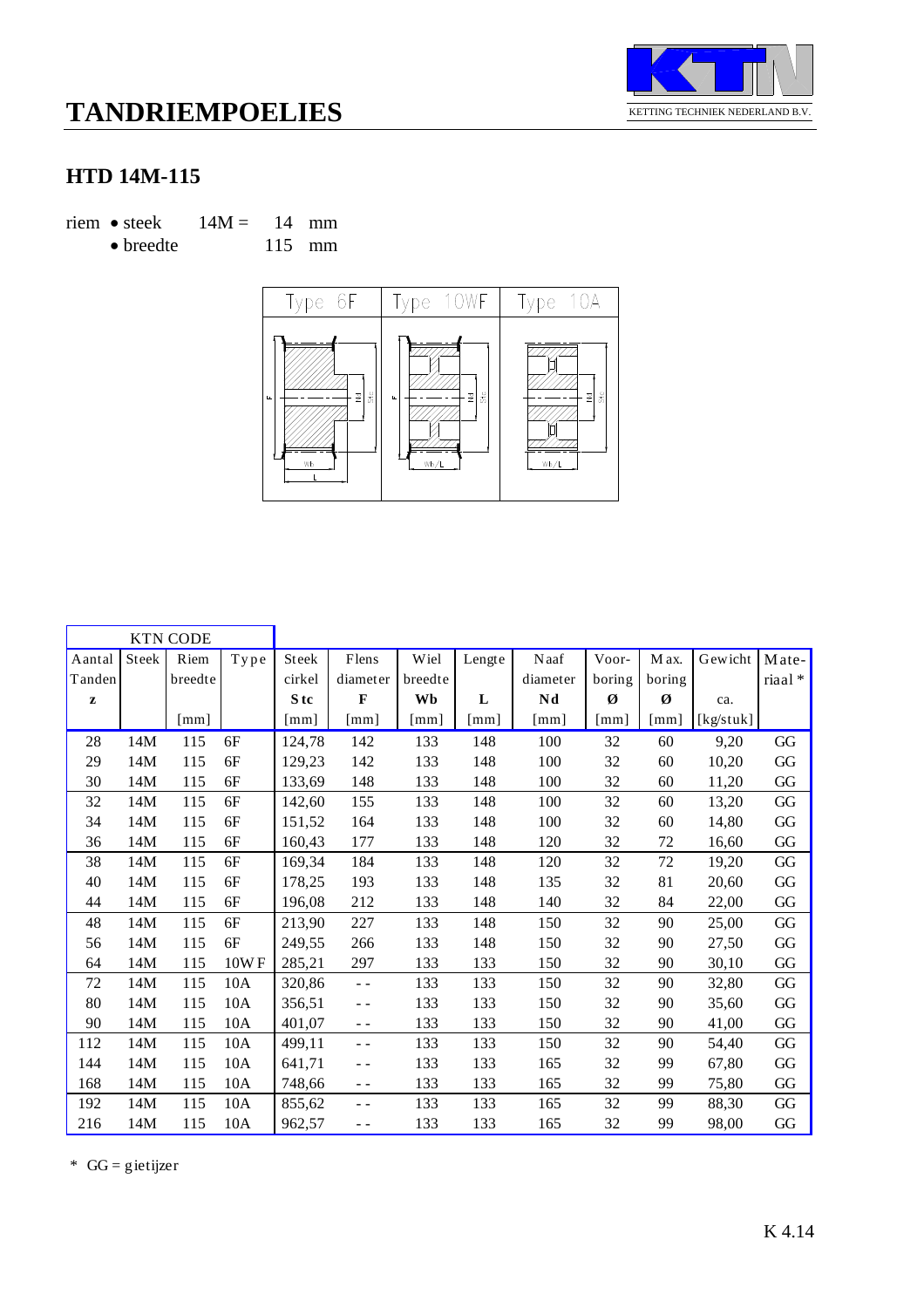# TANDRIEMPOELIES

KETTING TECHNIEK NEDERLAND B.V.

## HTD 14M-115

riem • steek 14M = 14 mm
• breedte 115 mm

| Type 6F | Type 10WF | Type 10A |
|---|---|---|

| KTN CODE | | | | | | | | | | | | |
|---|---|---|---|---|---|---|---|---|---|---|---|---|
| Aantal Tanden z | Steek | Riem breedte [mm] | Type | Steek cirkel Stc [mm] | Flens diameter F [mm] | Wiel breedte Wb [mm] | Lengte L [mm] | Naaf diameter Nd [mm] | Voor-boring Ø [mm] | Max. boring Ø [mm] | Gewicht ca. [kg/stuk] | Mate-riaal * |
| 28 | 14M | 115 | 6F | 124,78 | 142 | 133 | 148 | 100 | 32 | 60 | 9,20 | GG |
| 29 | 14M | 115 | 6F | 129,23 | 142 | 133 | 148 | 100 | 32 | 60 | 10,20 | GG |
| 30 | 14M | 115 | 6F | 133,69 | 148 | 133 | 148 | 100 | 32 | 60 | 11,20 | GG |
| 32 | 14M | 115 | 6F | 142,60 | 155 | 133 | 148 | 100 | 32 | 60 | 13,20 | GG |
| 34 | 14M | 115 | 6F | 151,52 | 164 | 133 | 148 | 100 | 32 | 60 | 14,80 | GG |
| 36 | 14M | 115 | 6F | 160,43 | 177 | 133 | 148 | 120 | 32 | 72 | 16,60 | GG |
| 38 | 14M | 115 | 6F | 169,34 | 184 | 133 | 148 | 120 | 32 | 72 | 19,20 | GG |
| 40 | 14M | 115 | 6F | 178,25 | 193 | 133 | 148 | 135 | 32 | 81 | 20,60 | GG |
| 44 | 14M | 115 | 6F | 196,08 | 212 | 133 | 148 | 140 | 32 | 84 | 22,00 | GG |
| 48 | 14M | 115 | 6F | 213,90 | 227 | 133 | 148 | 150 | 32 | 90 | 25,00 | GG |
| 56 | 14M | 115 | 6F | 249,55 | 266 | 133 | 148 | 150 | 32 | 90 | 27,50 | GG |
| 64 | 14M | 115 | 10WF | 285,21 | 297 | 133 | 133 | 150 | 32 | 90 | 30,10 | GG |
| 72 | 14M | 115 | 10A | 320,86 | - - | 133 | 133 | 150 | 32 | 90 | 32,80 | GG |
| 80 | 14M | 115 | 10A | 356,51 | - - | 133 | 133 | 150 | 32 | 90 | 35,60 | GG |
| 90 | 14M | 115 | 10A | 401,07 | - - | 133 | 133 | 150 | 32 | 90 | 41,00 | GG |
| 112 | 14M | 115 | 10A | 499,11 | - - | 133 | 133 | 150 | 32 | 90 | 54,40 | GG |
| 144 | 14M | 115 | 10A | 641,71 | - - | 133 | 133 | 165 | 32 | 99 | 67,80 | GG |
| 168 | 14M | 115 | 10A | 748,66 | - - | 133 | 133 | 165 | 32 | 99 | 75,80 | GG |
| 192 | 14M | 115 | 10A | 855,62 | - - | 133 | 133 | 165 | 32 | 99 | 88,30 | GG |
| 216 | 14M | 115 | 10A | 962,57 | - - | 133 | 133 | 165 | 32 | 99 | 98,00 | GG |

\* GG = gietijzer

K 4.14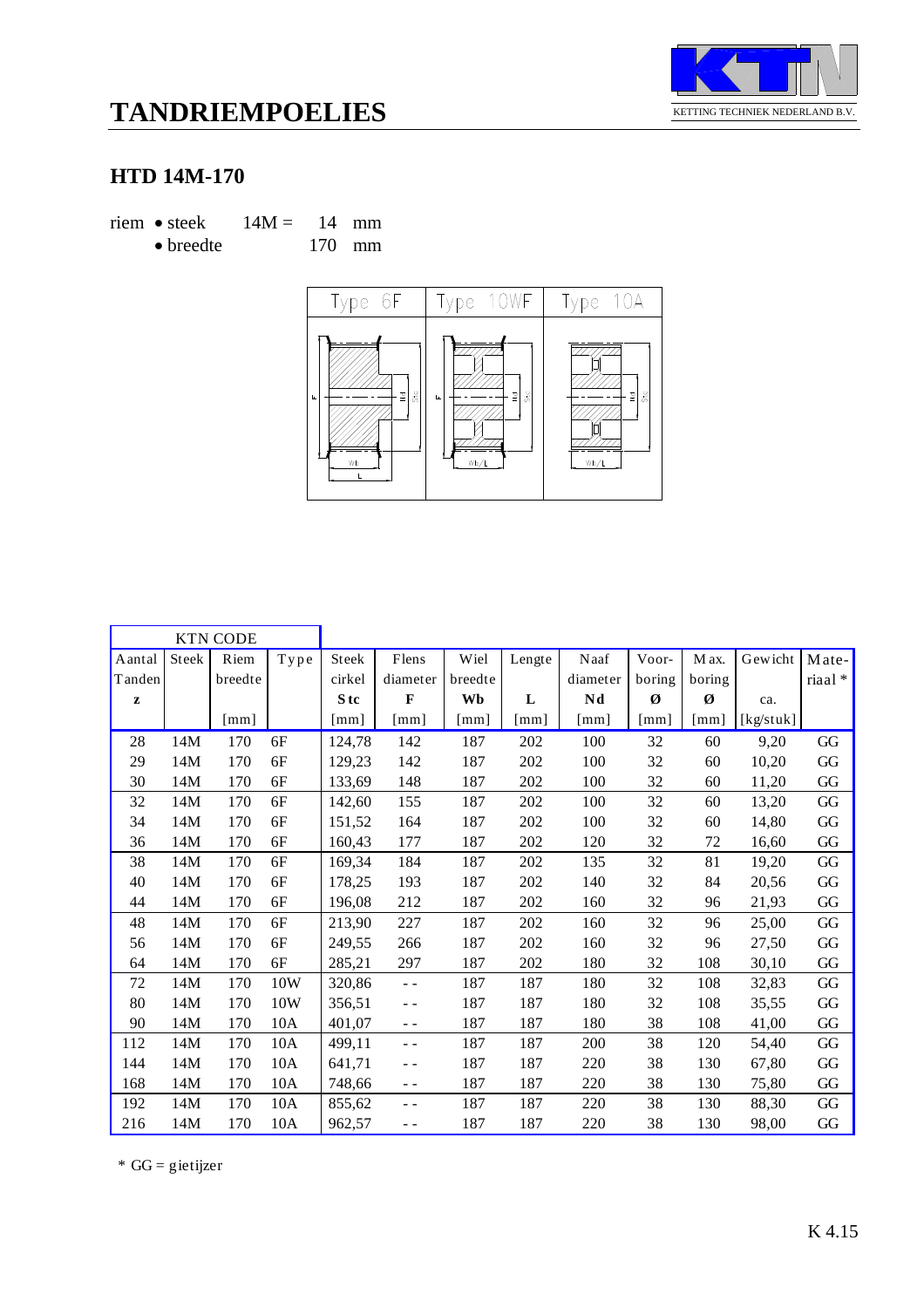# TANDRIEMPOELIES

KETTING TECHNIEK NEDERLAND B.V.

## HTD 14M-170

riem • steek 14M = 14 mm
• breedte 170 mm

Type 6F | Type 10WF | Type 10A

| KTN CODE | | | | | | | | | | | | |
|---|---|---|---|---|---|---|---|---|---|---|---|---|
| Aantal Tanden z | Steek | Riem breedte [mm] | Type | Steek cirkel **Stc** [mm] | Flens diameter **F** [mm] | Wiel breedte **Wb** [mm] | Lengte **L** [mm] | Naaf diameter **Nd** [mm] | Voor-boring Ø [mm] | Max. boring Ø [mm] | Gewicht ca. [kg/stuk] | Mate-riaal * |
| 28 | 14M | 170 | 6F | 124,78 | 142 | 187 | 202 | 100 | 32 | 60 | 9,20 | GG |
| 29 | 14M | 170 | 6F | 129,23 | 142 | 187 | 202 | 100 | 32 | 60 | 10,20 | GG |
| 30 | 14M | 170 | 6F | 133,69 | 148 | 187 | 202 | 100 | 32 | 60 | 11,20 | GG |
| 32 | 14M | 170 | 6F | 142,60 | 155 | 187 | 202 | 100 | 32 | 60 | 13,20 | GG |
| 34 | 14M | 170 | 6F | 151,52 | 164 | 187 | 202 | 100 | 32 | 60 | 14,80 | GG |
| 36 | 14M | 170 | 6F | 160,43 | 177 | 187 | 202 | 120 | 32 | 72 | 16,60 | GG |
| 38 | 14M | 170 | 6F | 169,34 | 184 | 187 | 202 | 135 | 32 | 81 | 19,20 | GG |
| 40 | 14M | 170 | 6F | 178,25 | 193 | 187 | 202 | 140 | 32 | 84 | 20,56 | GG |
| 44 | 14M | 170 | 6F | 196,08 | 212 | 187 | 202 | 160 | 32 | 96 | 21,93 | GG |
| 48 | 14M | 170 | 6F | 213,90 | 227 | 187 | 202 | 160 | 32 | 96 | 25,00 | GG |
| 56 | 14M | 170 | 6F | 249,55 | 266 | 187 | 202 | 160 | 32 | 96 | 27,50 | GG |
| 64 | 14M | 170 | 6F | 285,21 | 297 | 187 | 202 | 180 | 32 | 108 | 30,10 | GG |
| 72 | 14M | 170 | 10W | 320,86 | - - | 187 | 187 | 180 | 32 | 108 | 32,83 | GG |
| 80 | 14M | 170 | 10W | 356,51 | - - | 187 | 187 | 180 | 32 | 108 | 35,55 | GG |
| 90 | 14M | 170 | 10A | 401,07 | - - | 187 | 187 | 180 | 38 | 108 | 41,00 | GG |
| 112 | 14M | 170 | 10A | 499,11 | - - | 187 | 187 | 200 | 38 | 120 | 54,40 | GG |
| 144 | 14M | 170 | 10A | 641,71 | - - | 187 | 187 | 220 | 38 | 130 | 67,80 | GG |
| 168 | 14M | 170 | 10A | 748,66 | - - | 187 | 187 | 220 | 38 | 130 | 75,80 | GG |
| 192 | 14M | 170 | 10A | 855,62 | - - | 187 | 187 | 220 | 38 | 130 | 88,30 | GG |
| 216 | 14M | 170 | 10A | 962,57 | - - | 187 | 187 | 220 | 38 | 130 | 98,00 | GG |

* GG = gietijzer